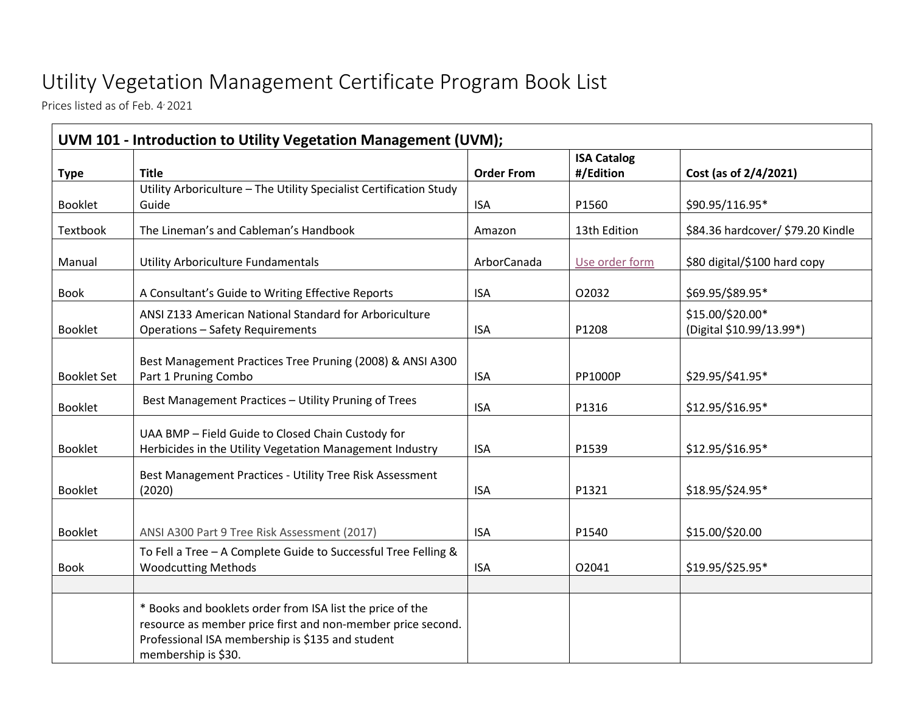# Utility Vegetation Management Certificate Program Book List

Prices listed as of Feb. 4, 2021

| UVM 101 - Introduction to Utility Vegetation Management (UVM); | | | | |
|---|---|---|---|---|
| **Type** | **Title** | **Order From** | **ISA Catalog #/Edition** | **Cost (as of 2/4/2021)** |
| Booklet | Utility Arboriculture – The Utility Specialist Certification Study Guide | ISA | P1560 | $90.95/116.95* |
| Textbook | The Lineman's and Cableman's Handbook | Amazon | 13th Edition | $84.36 hardcover/ $79.20 Kindle |
| Manual | Utility Arboriculture Fundamentals | ArborCanada | Use order form | $80 digital/$100 hard copy |
| Book | A Consultant's Guide to Writing Effective Reports | ISA | O2032 | $69.95/$89.95* |
| Booklet | ANSI Z133 American National Standard for Arboriculture Operations – Safety Requirements | ISA | P1208 | $15.00/$20.00* (Digital $10.99/13.99*) |
| Booklet Set | Best Management Practices Tree Pruning (2008) & ANSI A300 Part 1 Pruning Combo | ISA | PP1000P | $29.95/$41.95* |
| Booklet | Best Management Practices – Utility Pruning of Trees | ISA | P1316 | $12.95/$16.95* |
| Booklet | UAA BMP – Field Guide to Closed Chain Custody for Herbicides in the Utility Vegetation Management Industry | ISA | P1539 | $12.95/$16.95* |
| Booklet | Best Management Practices - Utility Tree Risk Assessment (2020) | ISA | P1321 | $18.95/$24.95* |
| Booklet | ANSI A300 Part 9 Tree Risk Assessment (2017) | ISA | P1540 | $15.00/$20.00 |
| Book | To Fell a Tree – A Complete Guide to Successful Tree Felling & Woodcutting Methods | ISA | O2041 | $19.95/$25.95* |
| | | | | |
| | * Books and booklets order from ISA list the price of the resource as member price first and non-member price second. Professional ISA membership is $135 and student membership is $30. | | | |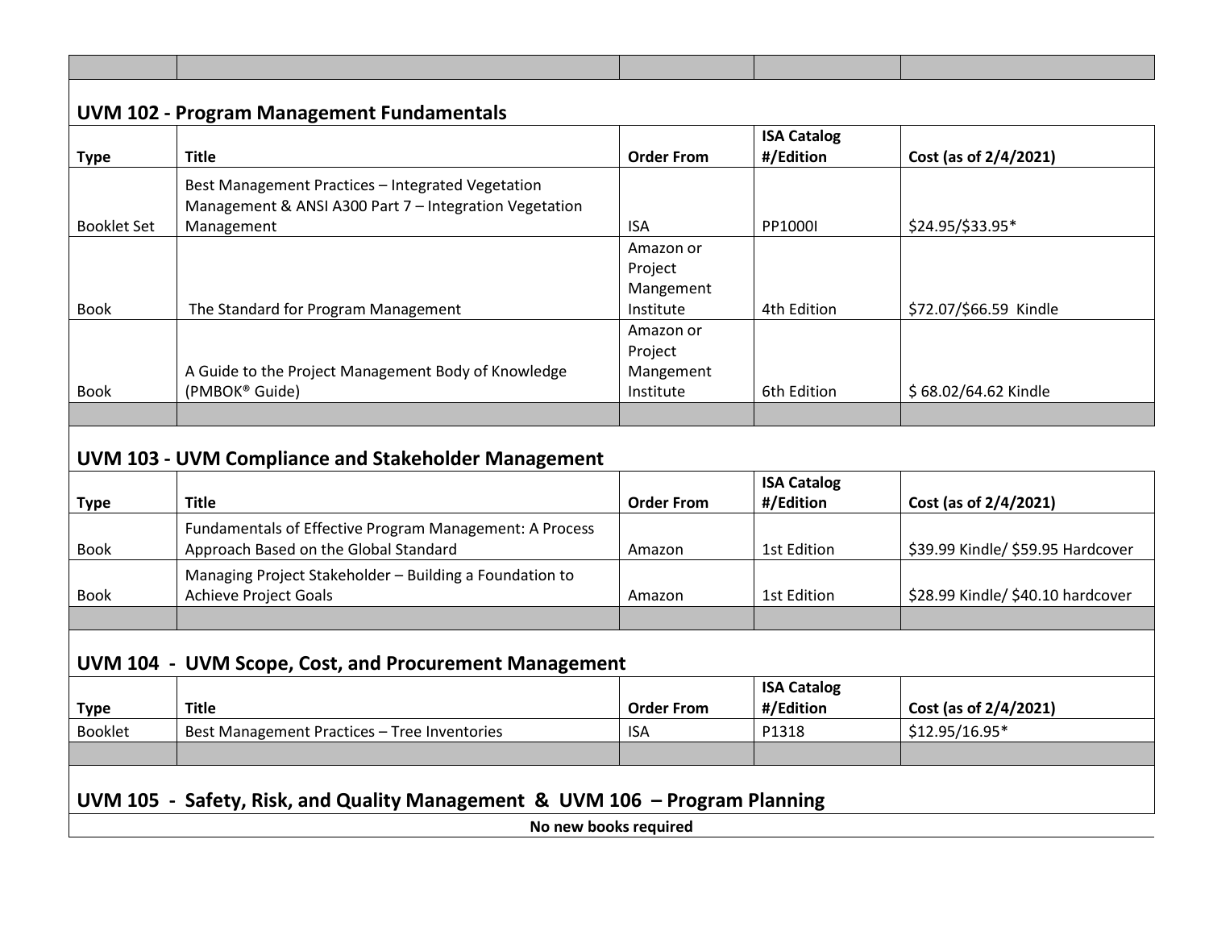## UVM 102 - Program Management Fundamentals

| Type | Title | Order From | ISA Catalog #/Edition | Cost (as of 2/4/2021) |
|---|---|---|---|---|
| Booklet Set | Best Management Practices – Integrated Vegetation Management & ANSI A300 Part 7 – Integration Vegetation Management | ISA | PP1000I | $24.95/$33.95* |
| Book | The Standard for Program Management | Amazon or Project Mangement Institute | 4th Edition | $72.07/$66.59 Kindle |
| Book | A Guide to the Project Management Body of Knowledge (PMBOK® Guide) | Amazon or Project Mangement Institute | 6th Edition | $ 68.02/64.62 Kindle |

## UVM 103 - UVM Compliance and Stakeholder Management

| Type | Title | Order From | ISA Catalog #/Edition | Cost (as of 2/4/2021) |
|---|---|---|---|---|
| Book | Fundamentals of Effective Program Management: A Process Approach Based on the Global Standard | Amazon | 1st Edition | $39.99 Kindle/ $59.95 Hardcover |
| Book | Managing Project Stakeholder – Building a Foundation to Achieve Project Goals | Amazon | 1st Edition | $28.99 Kindle/ $40.10 hardcover |

## UVM 104 - UVM Scope, Cost, and Procurement Management

| Type | Title | Order From | ISA Catalog #/Edition | Cost (as of 2/4/2021) |
|---|---|---|---|---|
| Booklet | Best Management Practices – Tree Inventories | ISA | P1318 | $12.95/16.95* |

## UVM 105 - Safety, Risk, and Quality Management & UVM 106 – Program Planning

**No new books required**